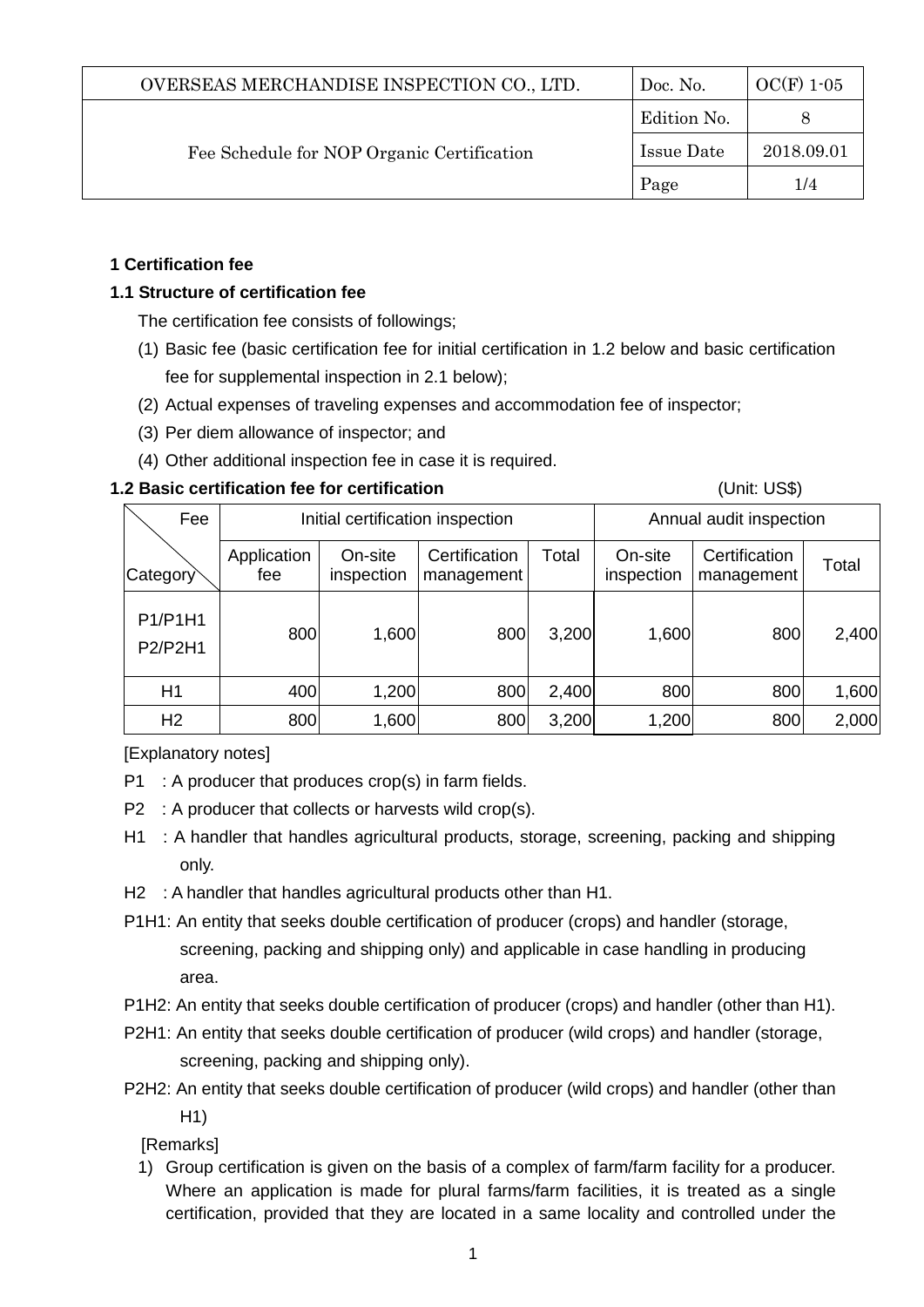| OVERSEAS MERCHANDISE INSPECTION CO., LTD. | Doc. No. | OC(F) 1-05 |
|---|---|---|
| Fee Schedule for NOP Organic Certification | Edition No. | 8 |
| | Issue Date | 2018.09.01 |
| | Page | 1/4 |

**1 Certification fee**

**1.1 Structure of certification fee**

The certification fee consists of followings;

(1) Basic fee (basic certification fee for initial certification in 1.2 below and basic certification fee for supplemental inspection in 2.1 below);

(2) Actual expenses of traveling expenses and accommodation fee of inspector;

(3) Per diem allowance of inspector; and

(4) Other additional inspection fee in case it is required.

**1.2 Basic certification fee for certification** (Unit: US$)

| Fee / Category | Initial certification inspection | | | | Annual audit inspection | | |
|---|---|---|---|---|---|---|---|
| | Application fee | On-site inspection | Certification management | Total | On-site inspection | Certification management | Total |
| P1/P1H1 P2/P2H1 | 800 | 1,600 | 800 | 3,200 | 1,600 | 800 | 2,400 |
| H1 | 400 | 1,200 | 800 | 2,400 | 800 | 800 | 1,600 |
| H2 | 800 | 1,600 | 800 | 3,200 | 1,200 | 800 | 2,000 |

[Explanatory notes]

P1 : A producer that produces crop(s) in farm fields.

P2 : A producer that collects or harvests wild crop(s).

H1 : A handler that handles agricultural products, storage, screening, packing and shipping only.

H2 : A handler that handles agricultural products other than H1.

P1H1: An entity that seeks double certification of producer (crops) and handler (storage, screening, packing and shipping only) and applicable in case handling in producing area.

P1H2: An entity that seeks double certification of producer (crops) and handler (other than H1).

P2H1: An entity that seeks double certification of producer (wild crops) and handler (storage, screening, packing and shipping only).

P2H2: An entity that seeks double certification of producer (wild crops) and handler (other than H1)

[Remarks]

1) Group certification is given on the basis of a complex of farm/farm facility for a producer. Where an application is made for plural farms/farm facilities, it is treated as a single certification, provided that they are located in a same locality and controlled under the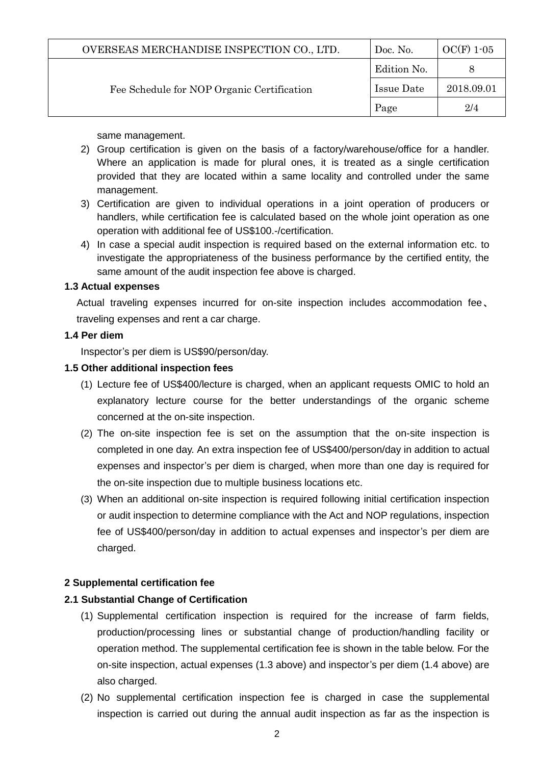same management.

2) Group certification is given on the basis of a factory/warehouse/office for a handler. Where an application is made for plural ones, it is treated as a single certification provided that they are located within a same locality and controlled under the same management.
3) Certification are given to individual operations in a joint operation of producers or handlers, while certification fee is calculated based on the whole joint operation as one operation with additional fee of US$100.-/certification.
4) In case a special audit inspection is required based on the external information etc. to investigate the appropriateness of the business performance by the certified entity, the same amount of the audit inspection fee above is charged.

**1.3 Actual expenses**

Actual traveling expenses incurred for on-site inspection includes accommodation fee、traveling expenses and rent a car charge.

**1.4 Per diem**

Inspector's per diem is US$90/person/day.

**1.5 Other additional inspection fees**

(1) Lecture fee of US$400/lecture is charged, when an applicant requests OMIC to hold an explanatory lecture course for the better understandings of the organic scheme concerned at the on-site inspection.

(2) The on-site inspection fee is set on the assumption that the on-site inspection is completed in one day. An extra inspection fee of US$400/person/day in addition to actual expenses and inspector's per diem is charged, when more than one day is required for the on-site inspection due to multiple business locations etc.

(3) When an additional on-site inspection is required following initial certification inspection or audit inspection to determine compliance with the Act and NOP regulations, inspection fee of US$400/person/day in addition to actual expenses and inspector's per diem are charged.

**2 Supplemental certification fee**

**2.1 Substantial Change of Certification**

(1) Supplemental certification inspection is required for the increase of farm fields, production/processing lines or substantial change of production/handling facility or operation method. The supplemental certification fee is shown in the table below. For the on-site inspection, actual expenses (1.3 above) and inspector's per diem (1.4 above) are also charged.

(2) No supplemental certification inspection fee is charged in case the supplemental inspection is carried out during the annual audit inspection as far as the inspection is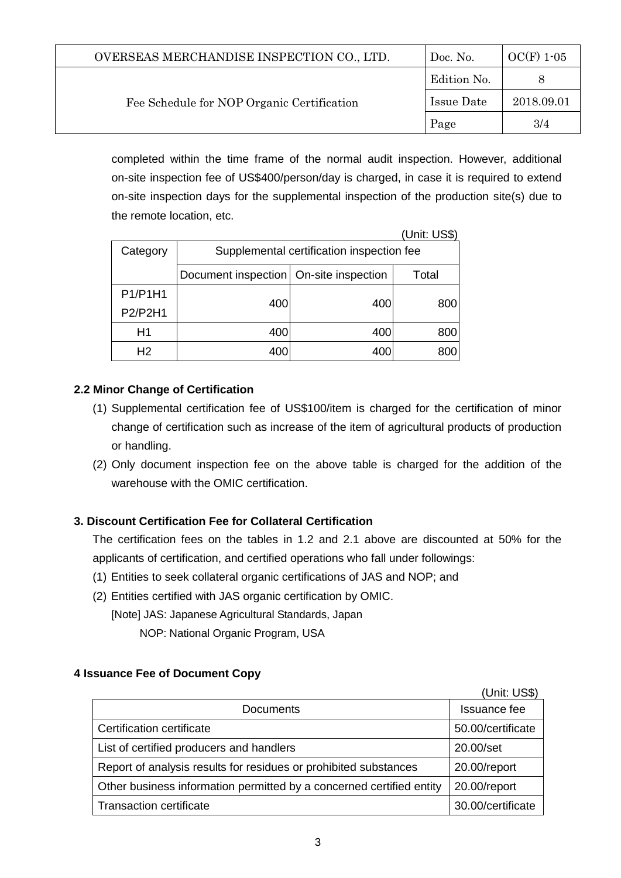completed within the time frame of the normal audit inspection. However, additional on-site inspection fee of US$400/person/day is charged, in case it is required to extend on-site inspection days for the supplemental inspection of the production site(s) due to the remote location, etc.

(Unit: US$)

| Category | Supplemental certification inspection fee | | |
|---|---|---|---|
| | Document inspection | On-site inspection | Total |
| P1/P1H1<br>P2/P2H1 | 400 | 400 | 800 |
| H1 | 400 | 400 | 800 |
| H2 | 400 | 400 | 800 |

### 2.2 Minor Change of Certification

(1) Supplemental certification fee of US$100/item is charged for the certification of minor change of certification such as increase of the item of agricultural products of production or handling.

(2) Only document inspection fee on the above table is charged for the addition of the warehouse with the OMIC certification.

## 3. Discount Certification Fee for Collateral Certification

The certification fees on the tables in 1.2 and 2.1 above are discounted at 50% for the applicants of certification, and certified operations who fall under followings:

(1) Entities to seek collateral organic certifications of JAS and NOP; and

(2) Entities certified with JAS organic certification by OMIC.

[Note] JAS: Japanese Agricultural Standards, Japan
NOP: National Organic Program, USA

## 4 Issuance Fee of Document Copy

(Unit: US$)

| Documents | Issuance fee |
|---|---|
| Certification certificate | 50.00/certificate |
| List of certified producers and handlers | 20.00/set |
| Report of analysis results for residues or prohibited substances | 20.00/report |
| Other business information permitted by a concerned certified entity | 20.00/report |
| Transaction certificate | 30.00/certificate |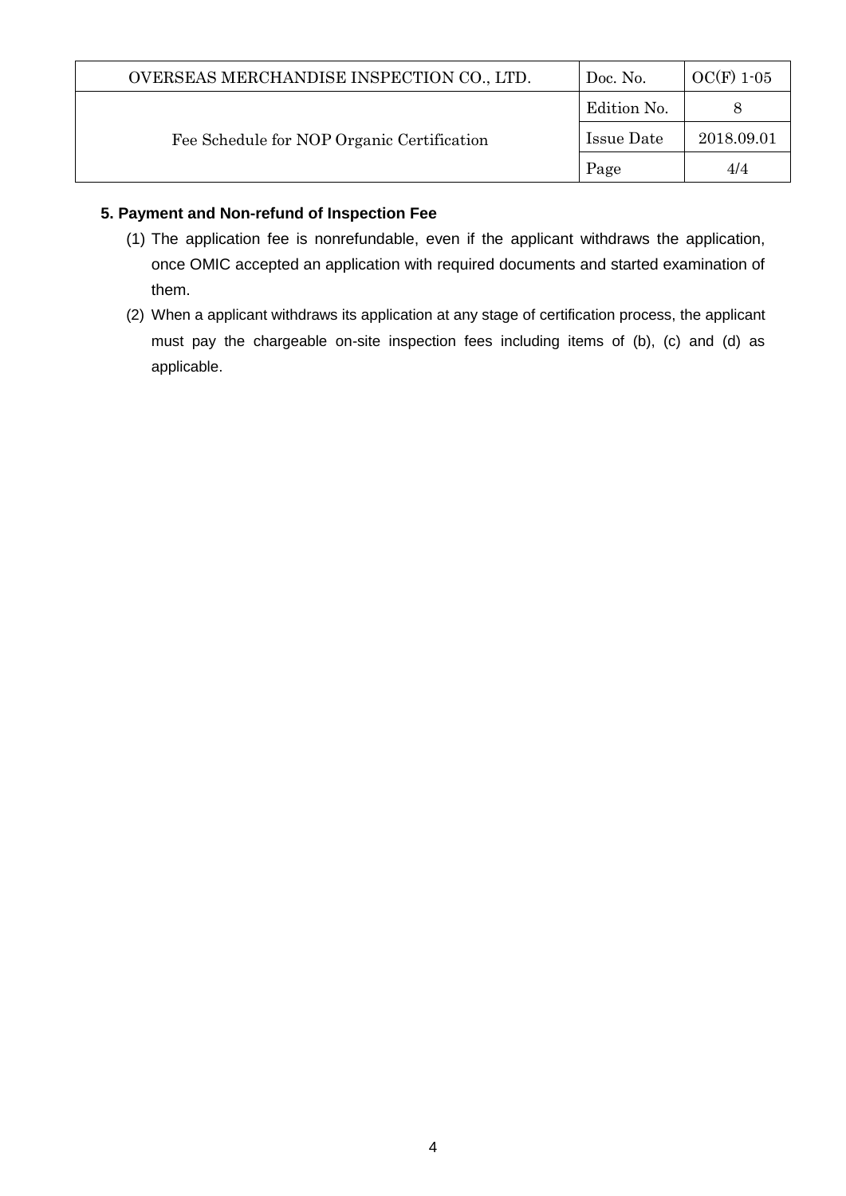| OVERSEAS MERCHANDISE INSPECTION CO., LTD. | Doc. No. | OC(F) 1-05 |
|---|---|---|
| Fee Schedule for NOP Organic Certification | Edition No. | 8 |
| | Issue Date | 2018.09.01 |
| | Page | 4/4 |

## 5. Payment and Non-refund of Inspection Fee

(1) The application fee is nonrefundable, even if the applicant withdraws the application, once OMIC accepted an application with required documents and started examination of them.

(2) When a applicant withdraws its application at any stage of certification process, the applicant must pay the chargeable on-site inspection fees including items of (b), (c) and (d) as applicable.